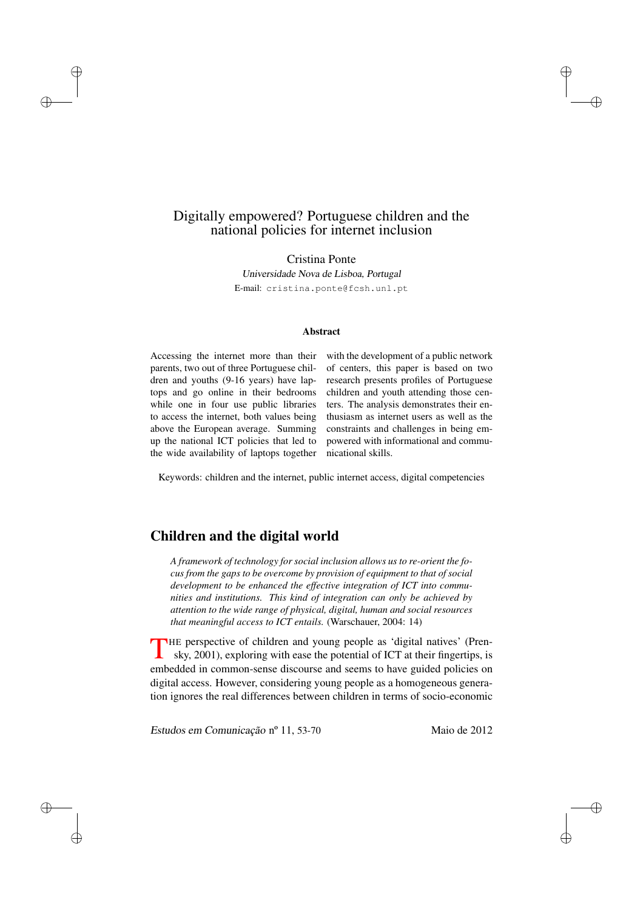# Digitally empowered? Portuguese children and the national policies for internet inclusion

Cristina Ponte

*Universidade Nova de Lisboa, Portugal*

E-mail: cristina.ponte@fcsh.unl.pt

### Abstract

Accessing the internet more than their parents, two out of three Portuguese children and youths (9-16 years) have laptops and go online in their bedrooms while one in four use public libraries to access the internet, both values being above the European average. Summing up the national ICT policies that led to the wide availability of laptops together with the development of a public network of centers, this paper is based on two research presents profiles of Portuguese children and youth attending those centers. The analysis demonstrates their enthusiasm as internet users as well as the constraints and challenges in being empowered with informational and communicational skills.

Keywords: children and the internet, public internet access, digital competencies

## Children and the digital world

> *A framework of technology for social inclusion allows us to re-orient the focus from the gaps to be overcome by provision of equipment to that of social development to be enhanced the effective integration of ICT into communities and institutions. This kind of integration can only be achieved by attention to the wide range of physical, digital, human and social resources that meaningful access to ICT entails.* (Warschauer, 2004: 14)

THE perspective of children and young people as 'digital natives' (Prensky, 2001), exploring with ease the potential of ICT at their fingertips, is embedded in common-sense discourse and seems to have guided policies on digital access. However, considering young people as a homogeneous generation ignores the real differences between children in terms of socio-economic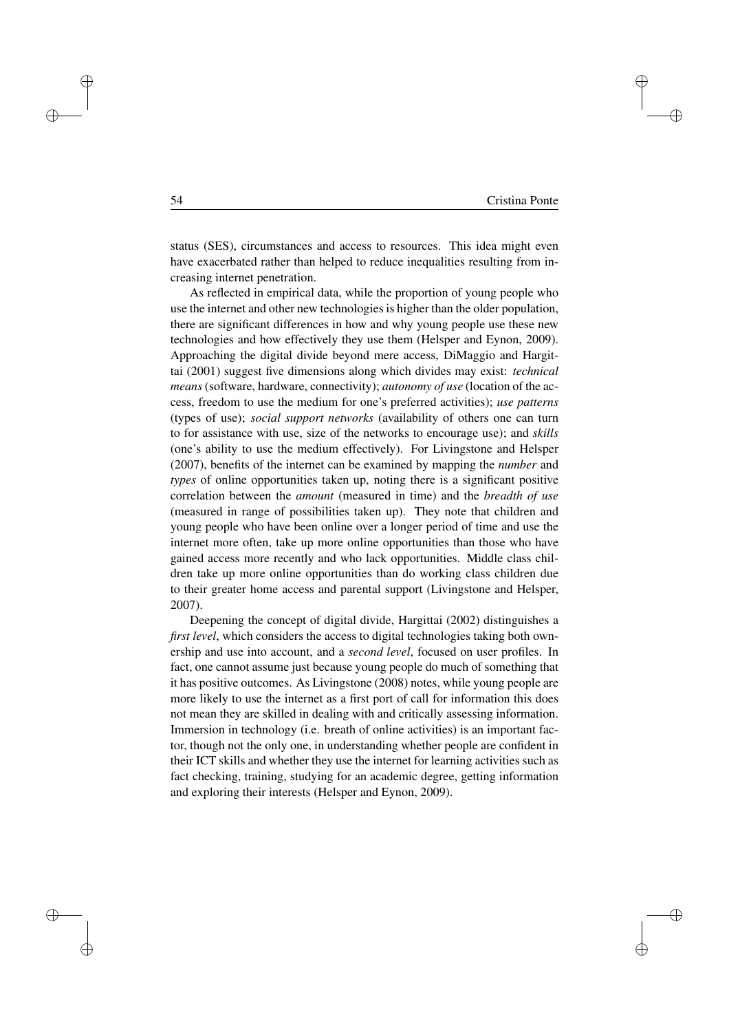status (SES), circumstances and access to resources. This idea might even have exacerbated rather than helped to reduce inequalities resulting from increasing internet penetration.

As reflected in empirical data, while the proportion of young people who use the internet and other new technologies is higher than the older population, there are significant differences in how and why young people use these new technologies and how effectively they use them (Helsper and Eynon, 2009). Approaching the digital divide beyond mere access, DiMaggio and Hargittai (2001) suggest five dimensions along which divides may exist: *technical means* (software, hardware, connectivity); *autonomy of use* (location of the access, freedom to use the medium for one's preferred activities); *use patterns* (types of use); *social support networks* (availability of others one can turn to for assistance with use, size of the networks to encourage use); and *skills* (one's ability to use the medium effectively). For Livingstone and Helsper (2007), benefits of the internet can be examined by mapping the *number* and *types* of online opportunities taken up, noting there is a significant positive correlation between the *amount* (measured in time) and the *breadth of use* (measured in range of possibilities taken up). They note that children and young people who have been online over a longer period of time and use the internet more often, take up more online opportunities than those who have gained access more recently and who lack opportunities. Middle class children take up more online opportunities than do working class children due to their greater home access and parental support (Livingstone and Helsper, 2007).

Deepening the concept of digital divide, Hargittai (2002) distinguishes a *first level*, which considers the access to digital technologies taking both ownership and use into account, and a *second level*, focused on user profiles. In fact, one cannot assume just because young people do much of something that it has positive outcomes. As Livingstone (2008) notes, while young people are more likely to use the internet as a first port of call for information this does not mean they are skilled in dealing with and critically assessing information. Immersion in technology (i.e. breath of online activities) is an important factor, though not the only one, in understanding whether people are confident in their ICT skills and whether they use the internet for learning activities such as fact checking, training, studying for an academic degree, getting information and exploring their interests (Helsper and Eynon, 2009).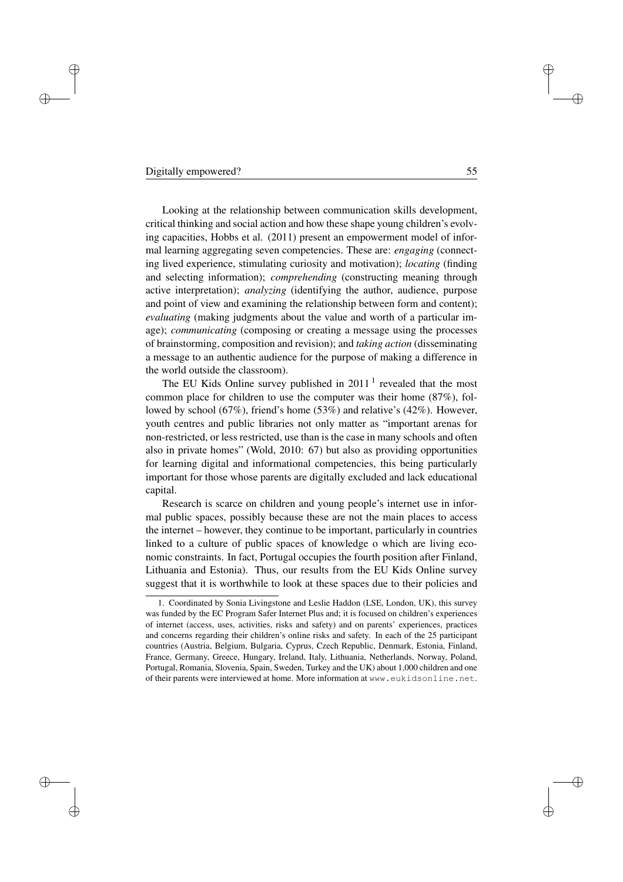Looking at the relationship between communication skills development, critical thinking and social action and how these shape young children's evolving capacities, Hobbs et al. (2011) present an empowerment model of informal learning aggregating seven competencies. These are: *engaging* (connecting lived experience, stimulating curiosity and motivation); *locating* (finding and selecting information); *comprehending* (constructing meaning through active interpretation); *analyzing* (identifying the author, audience, purpose and point of view and examining the relationship between form and content); *evaluating* (making judgments about the value and worth of a particular image); *communicating* (composing or creating a message using the processes of brainstorming, composition and revision); and *taking action* (disseminating a message to an authentic audience for the purpose of making a difference in the world outside the classroom).

The EU Kids Online survey published in 2011 [1] revealed that the most common place for children to use the computer was their home (87%), followed by school (67%), friend's home (53%) and relative's (42%). However, youth centres and public libraries not only matter as "important arenas for non-restricted, or less restricted, use than is the case in many schools and often also in private homes" (Wold, 2010: 67) but also as providing opportunities for learning digital and informational competencies, this being particularly important for those whose parents are digitally excluded and lack educational capital.

Research is scarce on children and young people's internet use in informal public spaces, possibly because these are not the main places to access the internet – however, they continue to be important, particularly in countries linked to a culture of public spaces of knowledge o which are living economic constraints. In fact, Portugal occupies the fourth position after Finland, Lithuania and Estonia). Thus, our results from the EU Kids Online survey suggest that it is worthwhile to look at these spaces due to their policies and

1. Coordinated by Sonia Livingstone and Leslie Haddon (LSE, London, UK), this survey was funded by the EC Program Safer Internet Plus and; it is focused on children's experiences of internet (access, uses, activities, risks and safety) and on parents' experiences, practices and concerns regarding their children's online risks and safety. In each of the 25 participant countries (Austria, Belgium, Bulgaria, Cyprus, Czech Republic, Denmark, Estonia, Finland, France, Germany, Greece, Hungary, Ireland, Italy, Lithuania, Netherlands, Norway, Poland, Portugal, Romania, Slovenia, Spain, Sweden, Turkey and the UK) about 1,000 children and one of their parents were interviewed at home. More information at www.eukidsonline.net.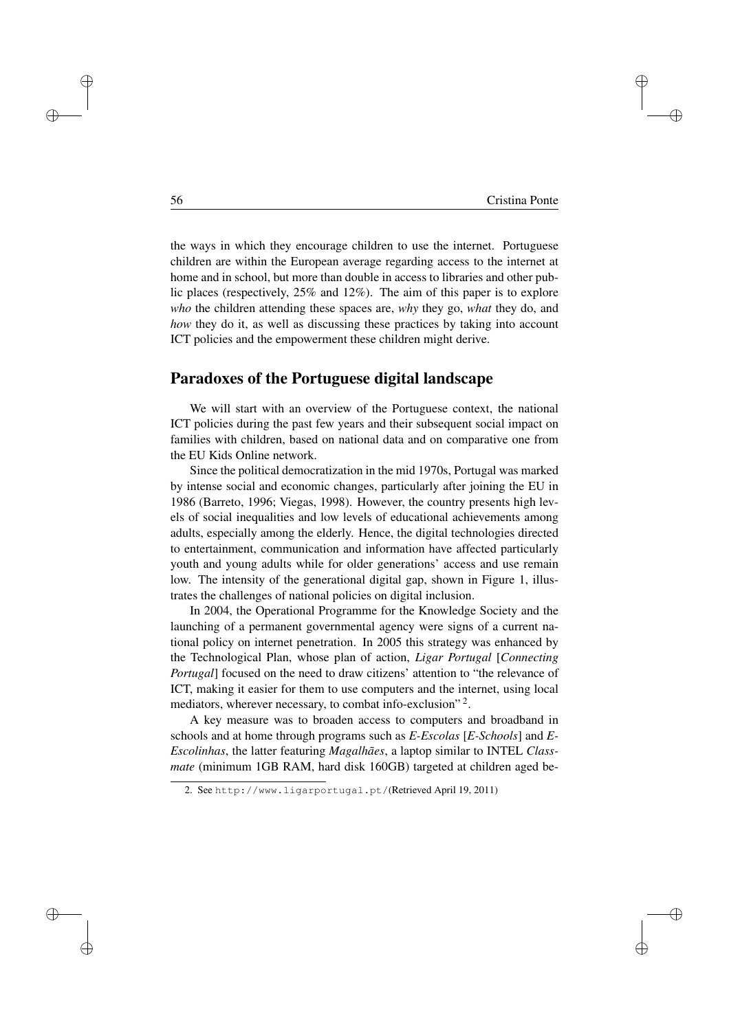the ways in which they encourage children to use the internet. Portuguese children are within the European average regarding access to the internet at home and in school, but more than double in access to libraries and other public places (respectively, 25% and 12%). The aim of this paper is to explore *who* the children attending these spaces are, *why* they go, *what* they do, and *how* they do it, as well as discussing these practices by taking into account ICT policies and the empowerment these children might derive.

## Paradoxes of the Portuguese digital landscape

We will start with an overview of the Portuguese context, the national ICT policies during the past few years and their subsequent social impact on families with children, based on national data and on comparative one from the EU Kids Online network.

Since the political democratization in the mid 1970s, Portugal was marked by intense social and economic changes, particularly after joining the EU in 1986 (Barreto, 1996; Viegas, 1998). However, the country presents high levels of social inequalities and low levels of educational achievements among adults, especially among the elderly. Hence, the digital technologies directed to entertainment, communication and information have affected particularly youth and young adults while for older generations' access and use remain low. The intensity of the generational digital gap, shown in Figure 1, illustrates the challenges of national policies on digital inclusion.

In 2004, the Operational Programme for the Knowledge Society and the launching of a permanent governmental agency were signs of a current national policy on internet penetration. In 2005 this strategy was enhanced by the Technological Plan, whose plan of action, *Ligar Portugal* [*Connecting Portugal*] focused on the need to draw citizens' attention to "the relevance of ICT, making it easier for them to use computers and the internet, using local mediators, wherever necessary, to combat info-exclusion" [2].

A key measure was to broaden access to computers and broadband in schools and at home through programs such as *E-Escolas* [*E-Schools*] and *E-Escolinhas*, the latter featuring *Magalhães*, a laptop similar to INTEL *Classmate* (minimum 1GB RAM, hard disk 160GB) targeted at children aged be-

2. See http://www.ligarportugal.pt/(Retrieved April 19, 2011)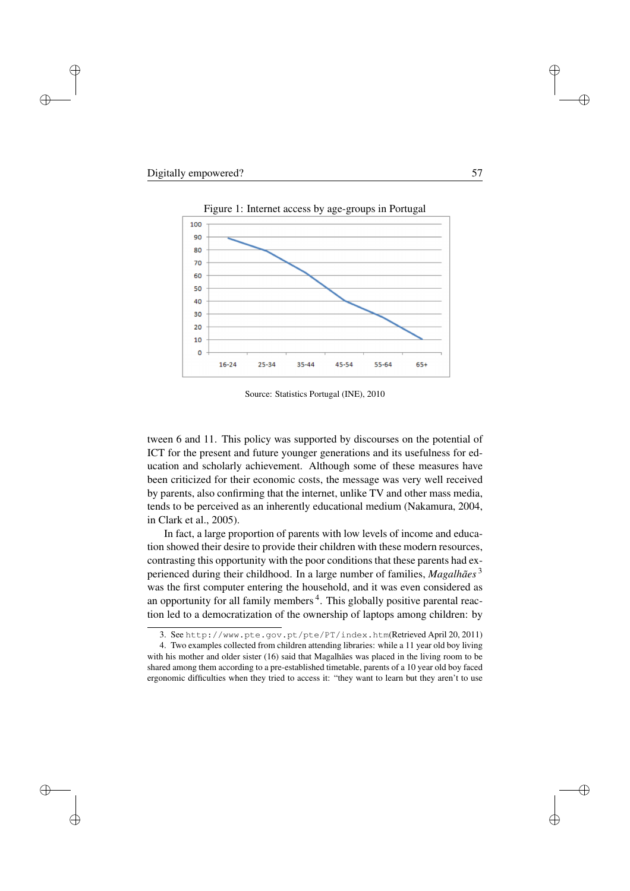Figure 1: Internet access by age-groups in Portugal

Source: Statistics Portugal (INE), 2010

tween 6 and 11. This policy was supported by discourses on the potential of ICT for the present and future younger generations and its usefulness for education and scholarly achievement. Although some of these measures have been criticized for their economic costs, the message was very well received by parents, also confirming that the internet, unlike TV and other mass media, tends to be perceived as an inherently educational medium (Nakamura, 2004, in Clark et al., 2005).

In fact, a large proportion of parents with low levels of income and education showed their desire to provide their children with these modern resources, contrasting this opportunity with the poor conditions that these parents had experienced during their childhood. In a large number of families, *Magalhães* [3] was the first computer entering the household, and it was even considered as an opportunity for all family members [4]. This globally positive parental reaction led to a democratization of the ownership of laptops among children: by

---

3. See http://www.pte.gov.pt/pte/PT/index.htm(Retrieved April 20, 2011)

4. Two examples collected from children attending libraries: while a 11 year old boy living with his mother and older sister (16) said that Magalhães was placed in the living room to be shared among them according to a pre-established timetable, parents of a 10 year old boy faced ergonomic difficulties when they tried to access it: "they want to learn but they aren't to use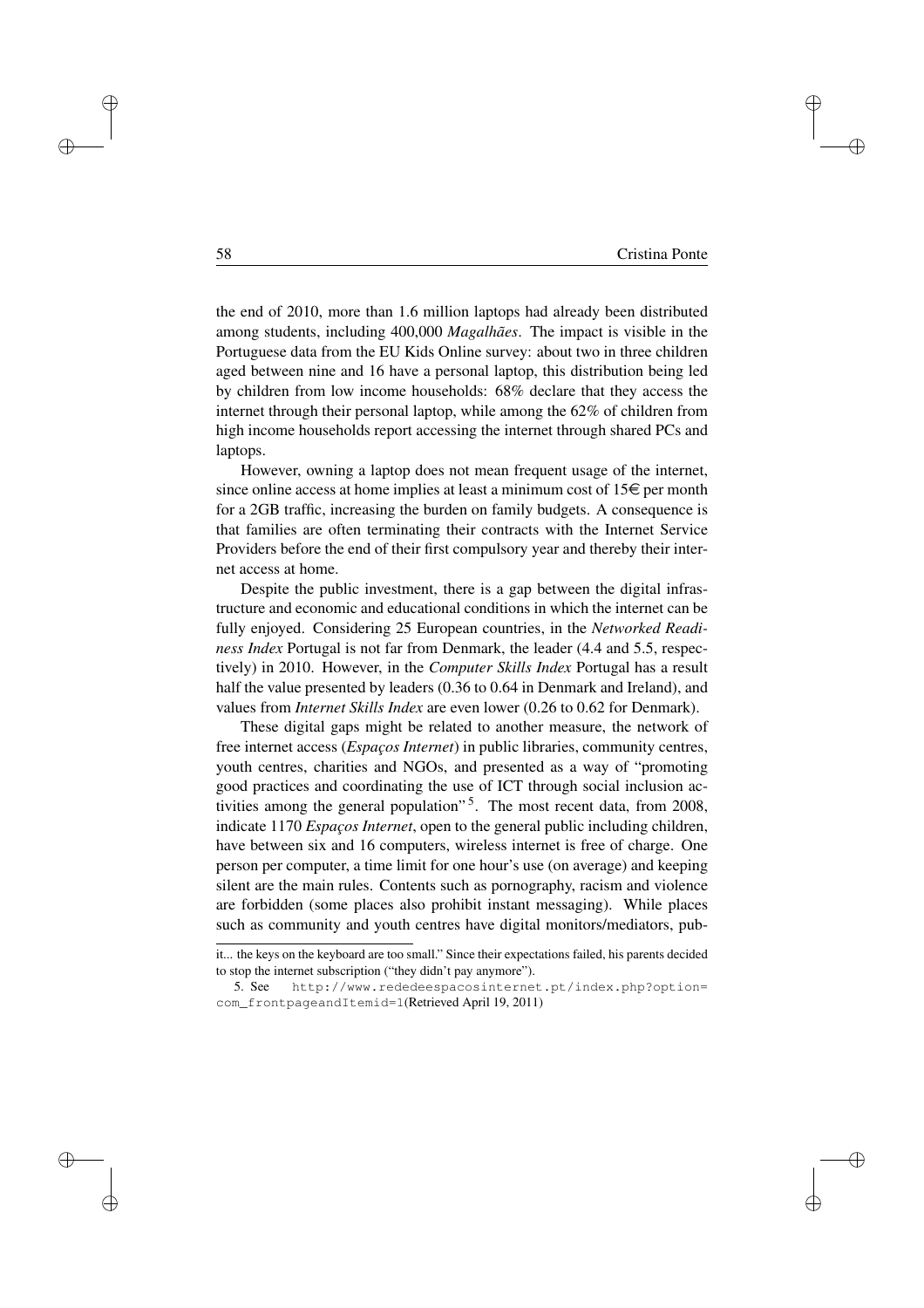the end of 2010, more than 1.6 million laptops had already been distributed among students, including 400,000 *Magalhães*. The impact is visible in the Portuguese data from the EU Kids Online survey: about two in three children aged between nine and 16 have a personal laptop, this distribution being led by children from low income households: 68% declare that they access the internet through their personal laptop, while among the 62% of children from high income households report accessing the internet through shared PCs and laptops.

However, owning a laptop does not mean frequent usage of the internet, since online access at home implies at least a minimum cost of 15€ per month for a 2GB traffic, increasing the burden on family budgets. A consequence is that families are often terminating their contracts with the Internet Service Providers before the end of their first compulsory year and thereby their internet access at home.

Despite the public investment, there is a gap between the digital infrastructure and economic and educational conditions in which the internet can be fully enjoyed. Considering 25 European countries, in the *Networked Readiness Index* Portugal is not far from Denmark, the leader (4.4 and 5.5, respectively) in 2010. However, in the *Computer Skills Index* Portugal has a result half the value presented by leaders (0.36 to 0.64 in Denmark and Ireland), and values from *Internet Skills Index* are even lower (0.26 to 0.62 for Denmark).

These digital gaps might be related to another measure, the network of free internet access (*Espaços Internet*) in public libraries, community centres, youth centres, charities and NGOs, and presented as a way of "promoting good practices and coordinating the use of ICT through social inclusion activities among the general population"[5]. The most recent data, from 2008, indicate 1170 *Espaços Internet*, open to the general public including children, have between six and 16 computers, wireless internet is free of charge. One person per computer, a time limit for one hour's use (on average) and keeping silent are the main rules. Contents such as pornography, racism and violence are forbidden (some places also prohibit instant messaging). While places such as community and youth centres have digital monitors/mediators, pub-

---

it... the keys on the keyboard are too small." Since their expectations failed, his parents decided to stop the internet subscription ("they didn't pay anymore").

5. See `http://www.rededeespacosinternet.pt/index.php?option=com_frontpageandItemid=1`(Retrieved April 19, 2011)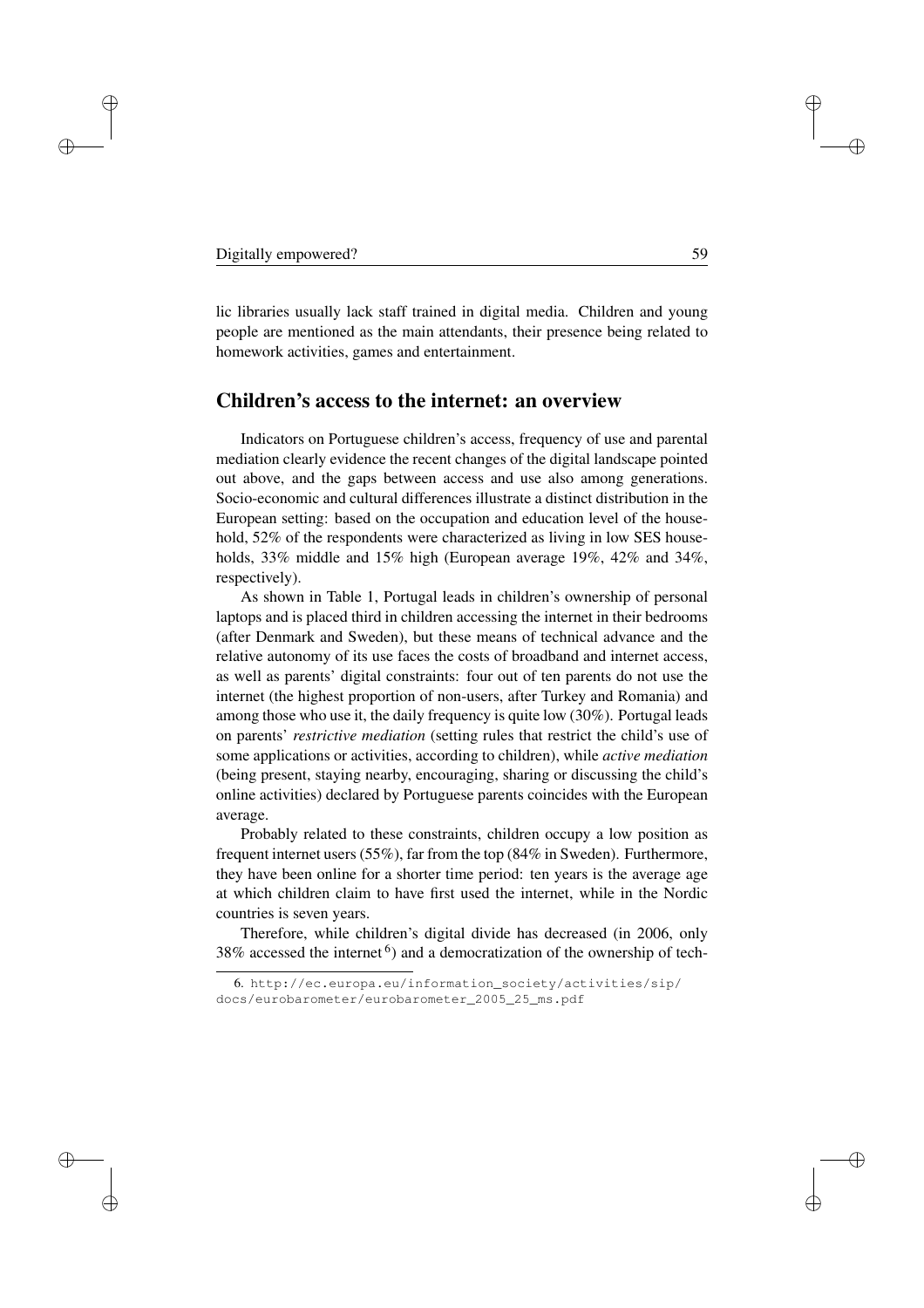lic libraries usually lack staff trained in digital media. Children and young people are mentioned as the main attendants, their presence being related to homework activities, games and entertainment.

## Children's access to the internet: an overview

Indicators on Portuguese children's access, frequency of use and parental mediation clearly evidence the recent changes of the digital landscape pointed out above, and the gaps between access and use also among generations. Socio-economic and cultural differences illustrate a distinct distribution in the European setting: based on the occupation and education level of the household, 52% of the respondents were characterized as living in low SES households, 33% middle and 15% high (European average 19%, 42% and 34%, respectively).

As shown in Table 1, Portugal leads in children's ownership of personal laptops and is placed third in children accessing the internet in their bedrooms (after Denmark and Sweden), but these means of technical advance and the relative autonomy of its use faces the costs of broadband and internet access, as well as parents' digital constraints: four out of ten parents do not use the internet (the highest proportion of non-users, after Turkey and Romania) and among those who use it, the daily frequency is quite low (30%). Portugal leads on parents' *restrictive mediation* (setting rules that restrict the child's use of some applications or activities, according to children), while *active mediation* (being present, staying nearby, encouraging, sharing or discussing the child's online activities) declared by Portuguese parents coincides with the European average.

Probably related to these constraints, children occupy a low position as frequent internet users (55%), far from the top (84% in Sweden). Furthermore, they have been online for a shorter time period: ten years is the average age at which children claim to have first used the internet, while in the Nordic countries is seven years.

Therefore, while children's digital divide has decreased (in 2006, only 38% accessed the internet [6]) and a democratization of the ownership of tech-

6. http://ec.europa.eu/information_society/activities/sip/docs/eurobarometer/eurobarometer_2005_25_ms.pdf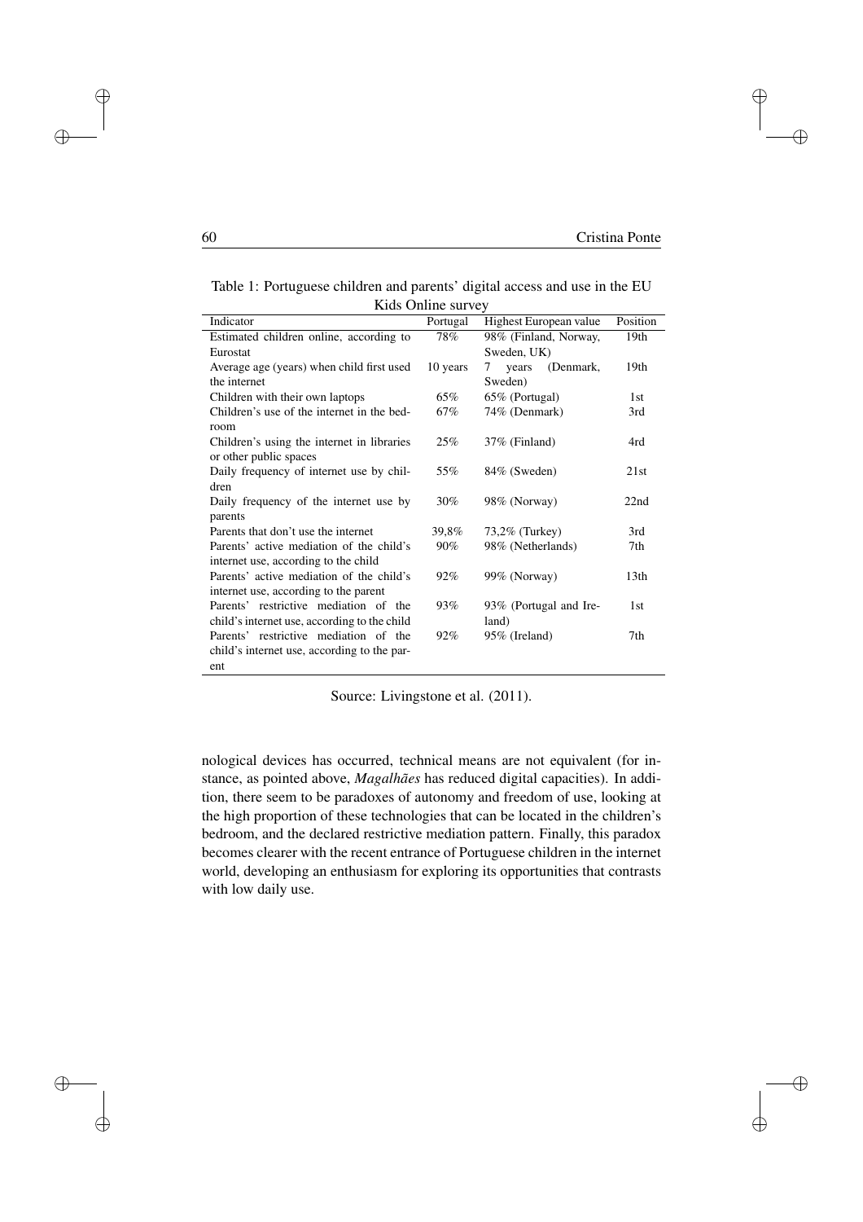Table 1: Portuguese children and parents' digital access and use in the EU Kids Online survey

| Indicator | Portugal | Highest European value | Position |
|---|---|---|---|
| Estimated children online, according to Eurostat | 78% | 98% (Finland, Norway, Sweden, UK) | 19th |
| Average age (years) when child first used the internet | 10 years | 7 years (Denmark, Sweden) | 19th |
| Children with their own laptops | 65% | 65% (Portugal) | 1st |
| Children's use of the internet in the bedroom | 67% | 74% (Denmark) | 3rd |
| Children's using the internet in libraries or other public spaces | 25% | 37% (Finland) | 4rd |
| Daily frequency of internet use by children | 55% | 84% (Sweden) | 21st |
| Daily frequency of the internet use by parents | 30% | 98% (Norway) | 22nd |
| Parents that don't use the internet | 39,8% | 73,2% (Turkey) | 3rd |
| Parents' active mediation of the child's internet use, according to the child | 90% | 98% (Netherlands) | 7th |
| Parents' active mediation of the child's internet use, according to the parent | 92% | 99% (Norway) | 13th |
| Parents' restrictive mediation of the child's internet use, according to the child | 93% | 93% (Portugal and Ireland) | 1st |
| Parents' restrictive mediation of the child's internet use, according to the parent | 92% | 95% (Ireland) | 7th |

Source: Livingstone et al. (2011).

nological devices has occurred, technical means are not equivalent (for instance, as pointed above, *Magalhães* has reduced digital capacities). In addition, there seem to be paradoxes of autonomy and freedom of use, looking at the high proportion of these technologies that can be located in the children's bedroom, and the declared restrictive mediation pattern. Finally, this paradox becomes clearer with the recent entrance of Portuguese children in the internet world, developing an enthusiasm for exploring its opportunities that contrasts with low daily use.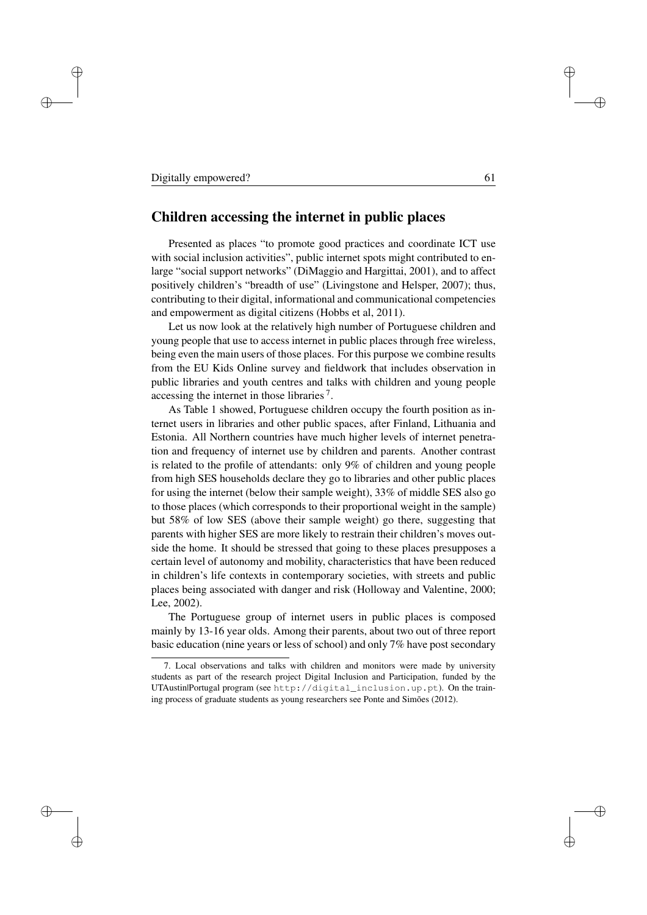## Children accessing the internet in public places

Presented as places "to promote good practices and coordinate ICT use with social inclusion activities", public internet spots might contributed to enlarge "social support networks" (DiMaggio and Hargittai, 2001), and to affect positively children's "breadth of use" (Livingstone and Helsper, 2007); thus, contributing to their digital, informational and communicational competencies and empowerment as digital citizens (Hobbs et al, 2011).

Let us now look at the relatively high number of Portuguese children and young people that use to access internet in public places through free wireless, being even the main users of those places. For this purpose we combine results from the EU Kids Online survey and fieldwork that includes observation in public libraries and youth centres and talks with children and young people accessing the internet in those libraries [7].

As Table 1 showed, Portuguese children occupy the fourth position as internet users in libraries and other public spaces, after Finland, Lithuania and Estonia. All Northern countries have much higher levels of internet penetration and frequency of internet use by children and parents. Another contrast is related to the profile of attendants: only 9% of children and young people from high SES households declare they go to libraries and other public places for using the internet (below their sample weight), 33% of middle SES also go to those places (which corresponds to their proportional weight in the sample) but 58% of low SES (above their sample weight) go there, suggesting that parents with higher SES are more likely to restrain their children's moves outside the home. It should be stressed that going to these places presupposes a certain level of autonomy and mobility, characteristics that have been reduced in children's life contexts in contemporary societies, with streets and public places being associated with danger and risk (Holloway and Valentine, 2000; Lee, 2002).

The Portuguese group of internet users in public places is composed mainly by 13-16 year olds. Among their parents, about two out of three report basic education (nine years or less of school) and only 7% have post secondary

7. Local observations and talks with children and monitors were made by university students as part of the research project Digital Inclusion and Participation, funded by the UTAustin|Portugal program (see `http://digital_inclusion.up.pt`). On the training process of graduate students as young researchers see Ponte and Simões (2012).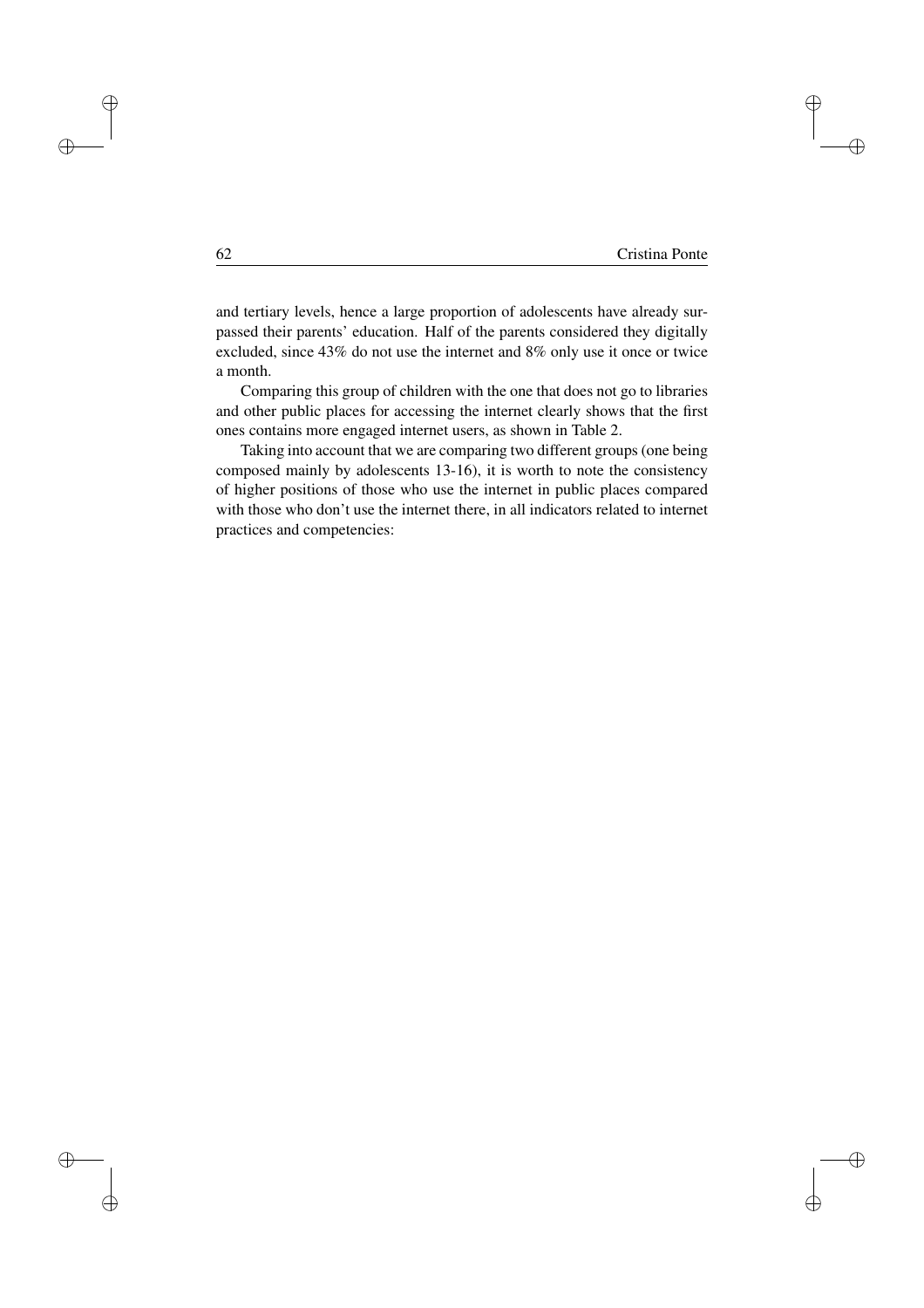and tertiary levels, hence a large proportion of adolescents have already surpassed their parents' education. Half of the parents considered they digitally excluded, since 43% do not use the internet and 8% only use it once or twice a month.

Comparing this group of children with the one that does not go to libraries and other public places for accessing the internet clearly shows that the first ones contains more engaged internet users, as shown in Table 2.

Taking into account that we are comparing two different groups (one being composed mainly by adolescents 13-16), it is worth to note the consistency of higher positions of those who use the internet in public places compared with those who don't use the internet there, in all indicators related to internet practices and competencies: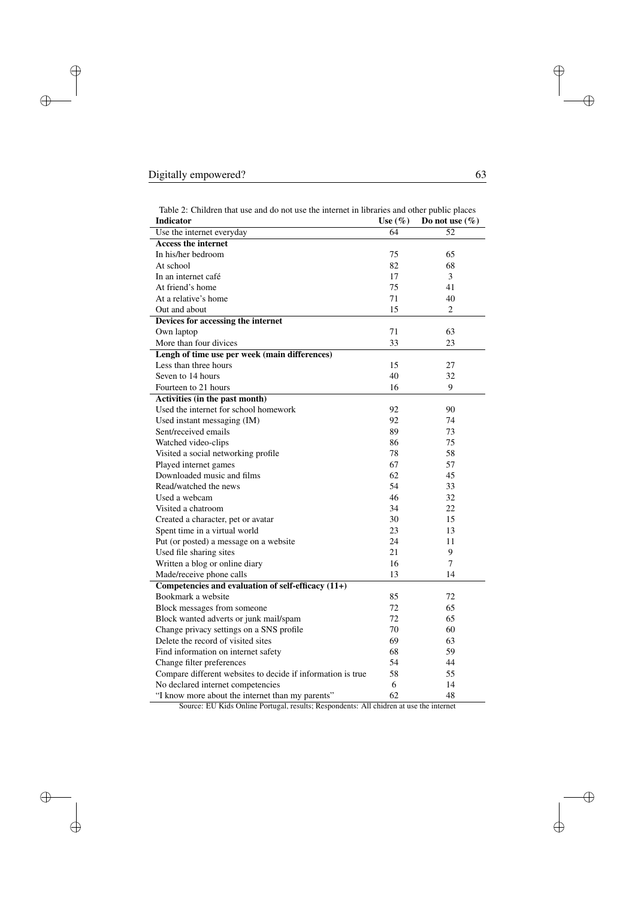Table 2: Children that use and do not use the internet in libraries and other public places

| Indicator | Use (%) | Do not use (%) |
|---|---|---|
| Use the internet everyday | 64 | 52 |
| **Access the internet** | | |
| In his/her bedroom | 75 | 65 |
| At school | 82 | 68 |
| In an internet café | 17 | 3 |
| At friend's home | 75 | 41 |
| At a relative's home | 71 | 40 |
| Out and about | 15 | 2 |
| **Devices for accessing the internet** | | |
| Own laptop | 71 | 63 |
| More than four divices | 33 | 23 |
| **Lengh of time use per week (main differences)** | | |
| Less than three hours | 15 | 27 |
| Seven to 14 hours | 40 | 32 |
| Fourteen to 21 hours | 16 | 9 |
| **Activities (in the past month)** | | |
| Used the internet for school homework | 92 | 90 |
| Used instant messaging (IM) | 92 | 74 |
| Sent/received emails | 89 | 73 |
| Watched video-clips | 86 | 75 |
| Visited a social networking profile | 78 | 58 |
| Played internet games | 67 | 57 |
| Downloaded music and films | 62 | 45 |
| Read/watched the news | 54 | 33 |
| Used a webcam | 46 | 32 |
| Visited a chatroom | 34 | 22 |
| Created a character, pet or avatar | 30 | 15 |
| Spent time in a virtual world | 23 | 13 |
| Put (or posted) a message on a website | 24 | 11 |
| Used file sharing sites | 21 | 9 |
| Written a blog or online diary | 16 | 7 |
| Made/receive phone calls | 13 | 14 |
| **Competencies and evaluation of self-efficacy (11+)** | | |
| Bookmark a website | 85 | 72 |
| Block messages from someone | 72 | 65 |
| Block wanted adverts or junk mail/spam | 72 | 65 |
| Change privacy settings on a SNS profile | 70 | 60 |
| Delete the record of visited sites | 69 | 63 |
| Find information on internet safety | 68 | 59 |
| Change filter preferences | 54 | 44 |
| Compare different websites to decide if information is true | 58 | 55 |
| No declared internet competencies | 6 | 14 |
| "I know more about the internet than my parents" | 62 | 48 |

Source: EU Kids Online Portugal, results; Respondents: All chidren at use the internet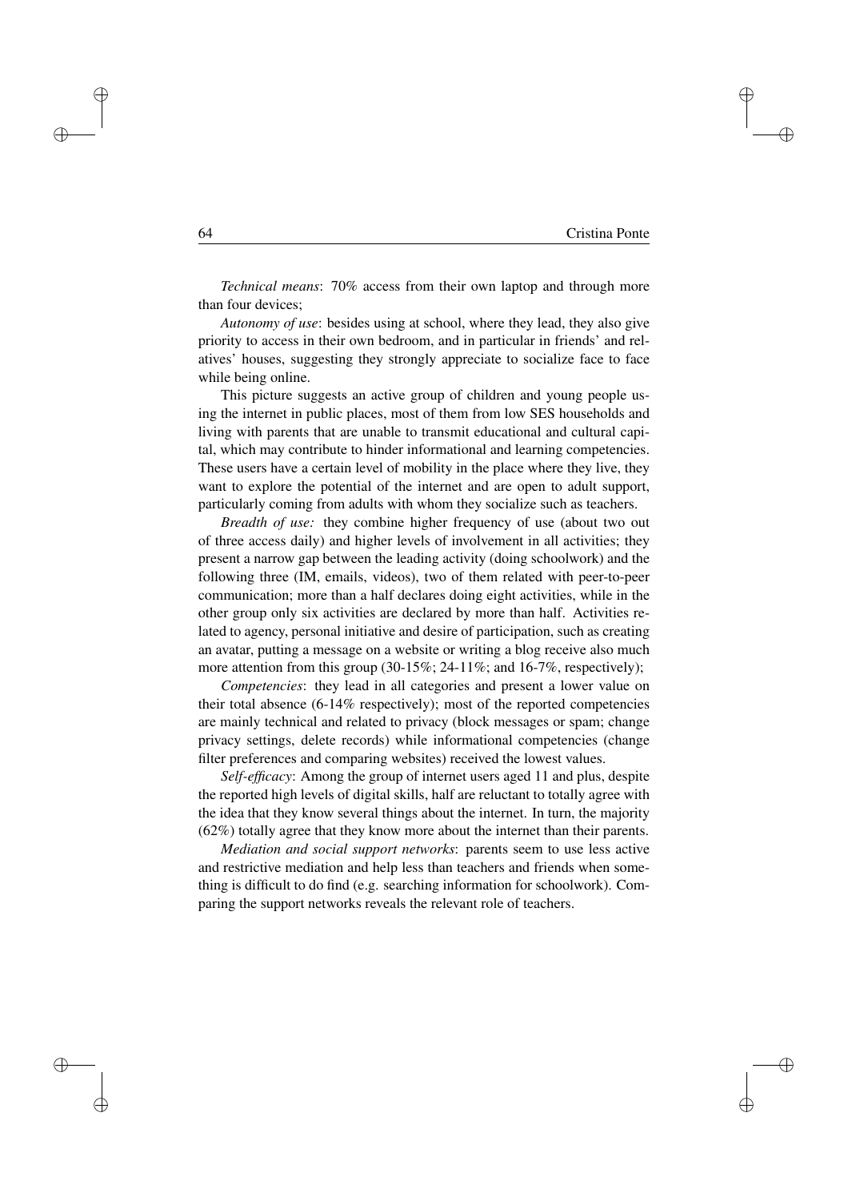*Technical means*: 70% access from their own laptop and through more than four devices;

*Autonomy of use*: besides using at school, where they lead, they also give priority to access in their own bedroom, and in particular in friends' and relatives' houses, suggesting they strongly appreciate to socialize face to face while being online.

This picture suggests an active group of children and young people using the internet in public places, most of them from low SES households and living with parents that are unable to transmit educational and cultural capital, which may contribute to hinder informational and learning competencies. These users have a certain level of mobility in the place where they live, they want to explore the potential of the internet and are open to adult support, particularly coming from adults with whom they socialize such as teachers.

*Breadth of use:* they combine higher frequency of use (about two out of three access daily) and higher levels of involvement in all activities; they present a narrow gap between the leading activity (doing schoolwork) and the following three (IM, emails, videos), two of them related with peer-to-peer communication; more than a half declares doing eight activities, while in the other group only six activities are declared by more than half. Activities related to agency, personal initiative and desire of participation, such as creating an avatar, putting a message on a website or writing a blog receive also much more attention from this group (30-15%; 24-11%; and 16-7%, respectively);

*Competencies*: they lead in all categories and present a lower value on their total absence (6-14% respectively); most of the reported competencies are mainly technical and related to privacy (block messages or spam; change privacy settings, delete records) while informational competencies (change filter preferences and comparing websites) received the lowest values.

*Self-efficacy*: Among the group of internet users aged 11 and plus, despite the reported high levels of digital skills, half are reluctant to totally agree with the idea that they know several things about the internet. In turn, the majority (62%) totally agree that they know more about the internet than their parents.

*Mediation and social support networks*: parents seem to use less active and restrictive mediation and help less than teachers and friends when something is difficult to do find (e.g. searching information for schoolwork). Comparing the support networks reveals the relevant role of teachers.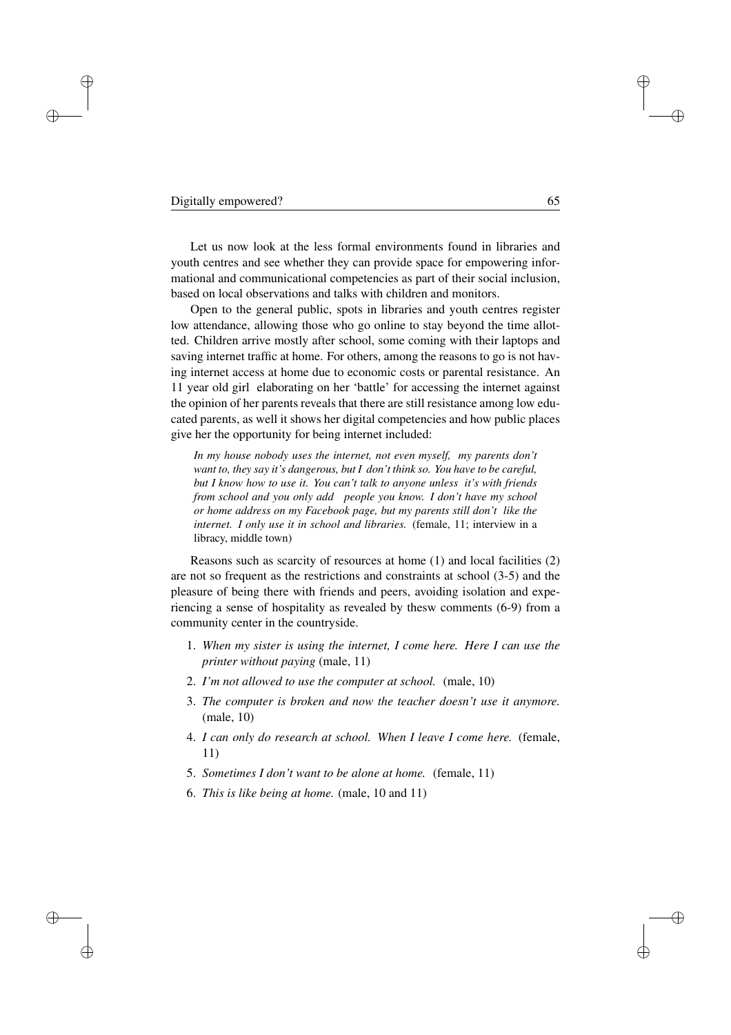Let us now look at the less formal environments found in libraries and youth centres and see whether they can provide space for empowering informational and communicational competencies as part of their social inclusion, based on local observations and talks with children and monitors.

Open to the general public, spots in libraries and youth centres register low attendance, allowing those who go online to stay beyond the time allotted. Children arrive mostly after school, some coming with their laptops and saving internet traffic at home. For others, among the reasons to go is not having internet access at home due to economic costs or parental resistance. An 11 year old girl elaborating on her 'battle' for accessing the internet against the opinion of her parents reveals that there are still resistance among low educated parents, as well it shows her digital competencies and how public places give her the opportunity for being internet included:

> *In my house nobody uses the internet, not even myself, my parents don't want to, they say it's dangerous, but I don't think so. You have to be careful, but I know how to use it. You can't talk to anyone unless it's with friends from school and you only add people you know. I don't have my school or home address on my Facebook page, but my parents still don't like the internet. I only use it in school and libraries.* (female, 11; interview in a libracy, middle town)

Reasons such as scarcity of resources at home (1) and local facilities (2) are not so frequent as the restrictions and constraints at school (3-5) and the pleasure of being there with friends and peers, avoiding isolation and experiencing a sense of hospitality as revealed by thesw comments (6-9) from a community center in the countryside.

1. *When my sister is using the internet, I come here. Here I can use the printer without paying* (male, 11)
2. *I'm not allowed to use the computer at school.* (male, 10)
3. *The computer is broken and now the teacher doesn't use it anymore.* (male, 10)
4. *I can only do research at school. When I leave I come here.* (female, 11)
5. *Sometimes I don't want to be alone at home.* (female, 11)
6. *This is like being at home.* (male, 10 and 11)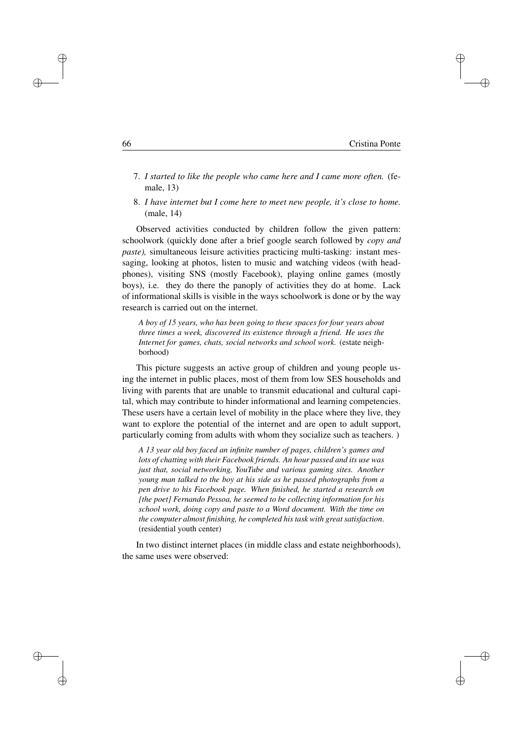7. *I started to like the people who came here and I came more often.* (female, 13)
8. *I have internet but I come here to meet new people, it's close to home.* (male, 14)

Observed activities conducted by children follow the given pattern: schoolwork (quickly done after a brief google search followed by *copy and paste),* simultaneous leisure activities practicing multi-tasking: instant messaging, looking at photos, listen to music and watching videos (with headphones), visiting SNS (mostly Facebook), playing online games (mostly boys), i.e. they do there the panoply of activities they do at home. Lack of informational skills is visible in the ways schoolwork is done or by the way research is carried out on the internet.

> *A boy of 15 years, who has been going to these spaces for four years about three times a week, discovered its existence through a friend. He uses the Internet for games, chats, social networks and school work.* (estate neighborhood)

This picture suggests an active group of children and young people using the internet in public places, most of them from low SES households and living with parents that are unable to transmit educational and cultural capital, which may contribute to hinder informational and learning competencies. These users have a certain level of mobility in the place where they live, they want to explore the potential of the internet and are open to adult support, particularly coming from adults with whom they socialize such as teachers. )

> *A 13 year old boy faced an infinite number of pages, children's games and lots of chatting with their Facebook friends. An hour passed and its use was just that, social networking, YouTube and various gaming sites. Another young man talked to the boy at his side as he passed photographs from a pen drive to his Facebook page. When finished, he started a research on [the poet] Fernando Pessoa, he seemed to be collecting information for his school work, doing copy and paste to a Word document. With the time on the computer almost finishing, he completed his task with great satisfaction.* (residential youth center)

In two distinct internet places (in middle class and estate neighborhoods), the same uses were observed: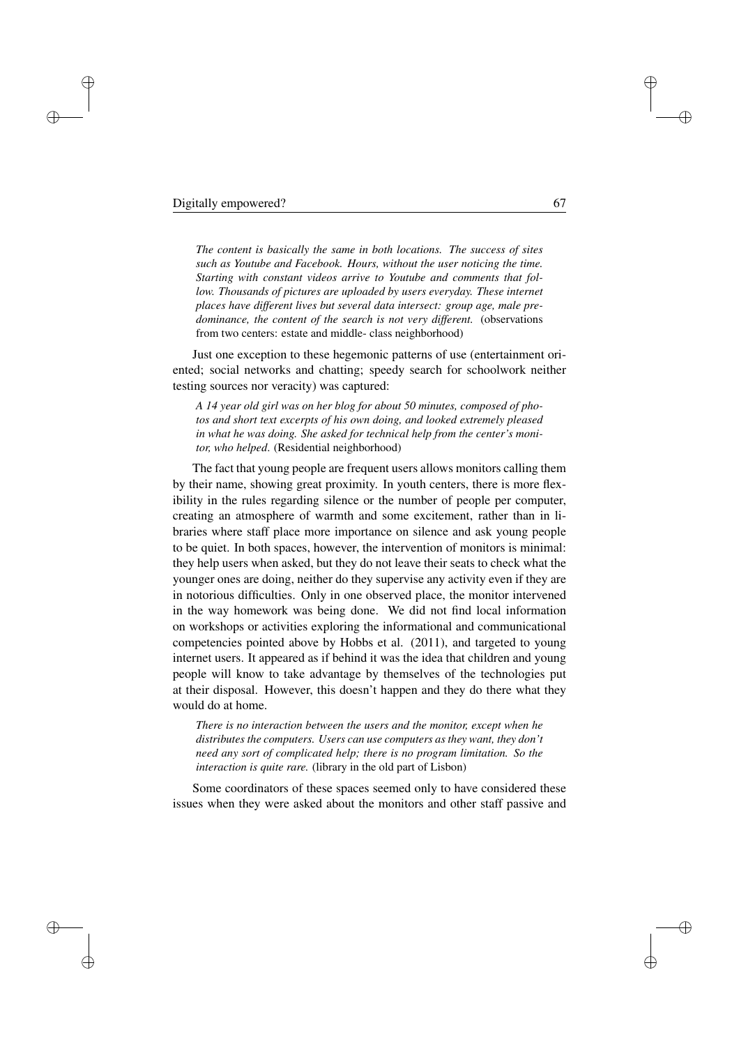*The content is basically the same in both locations. The success of sites such as Youtube and Facebook. Hours, without the user noticing the time. Starting with constant videos arrive to Youtube and comments that follow. Thousands of pictures are uploaded by users everyday. These internet places have different lives but several data intersect: group age, male predominance, the content of the search is not very different.* (observations from two centers: estate and middle- class neighborhood)

Just one exception to these hegemonic patterns of use (entertainment oriented; social networks and chatting; speedy search for schoolwork neither testing sources nor veracity) was captured:

*A 14 year old girl was on her blog for about 50 minutes, composed of photos and short text excerpts of his own doing, and looked extremely pleased in what he was doing. She asked for technical help from the center's monitor, who helped.* (Residential neighborhood)

The fact that young people are frequent users allows monitors calling them by their name, showing great proximity. In youth centers, there is more flexibility in the rules regarding silence or the number of people per computer, creating an atmosphere of warmth and some excitement, rather than in libraries where staff place more importance on silence and ask young people to be quiet. In both spaces, however, the intervention of monitors is minimal: they help users when asked, but they do not leave their seats to check what the younger ones are doing, neither do they supervise any activity even if they are in notorious difficulties. Only in one observed place, the monitor intervened in the way homework was being done. We did not find local information on workshops or activities exploring the informational and communicational competencies pointed above by Hobbs et al. (2011), and targeted to young internet users. It appeared as if behind it was the idea that children and young people will know to take advantage by themselves of the technologies put at their disposal. However, this doesn't happen and they do there what they would do at home.

*There is no interaction between the users and the monitor, except when he distributes the computers. Users can use computers as they want, they don't need any sort of complicated help; there is no program limitation. So the interaction is quite rare.* (library in the old part of Lisbon)

Some coordinators of these spaces seemed only to have considered these issues when they were asked about the monitors and other staff passive and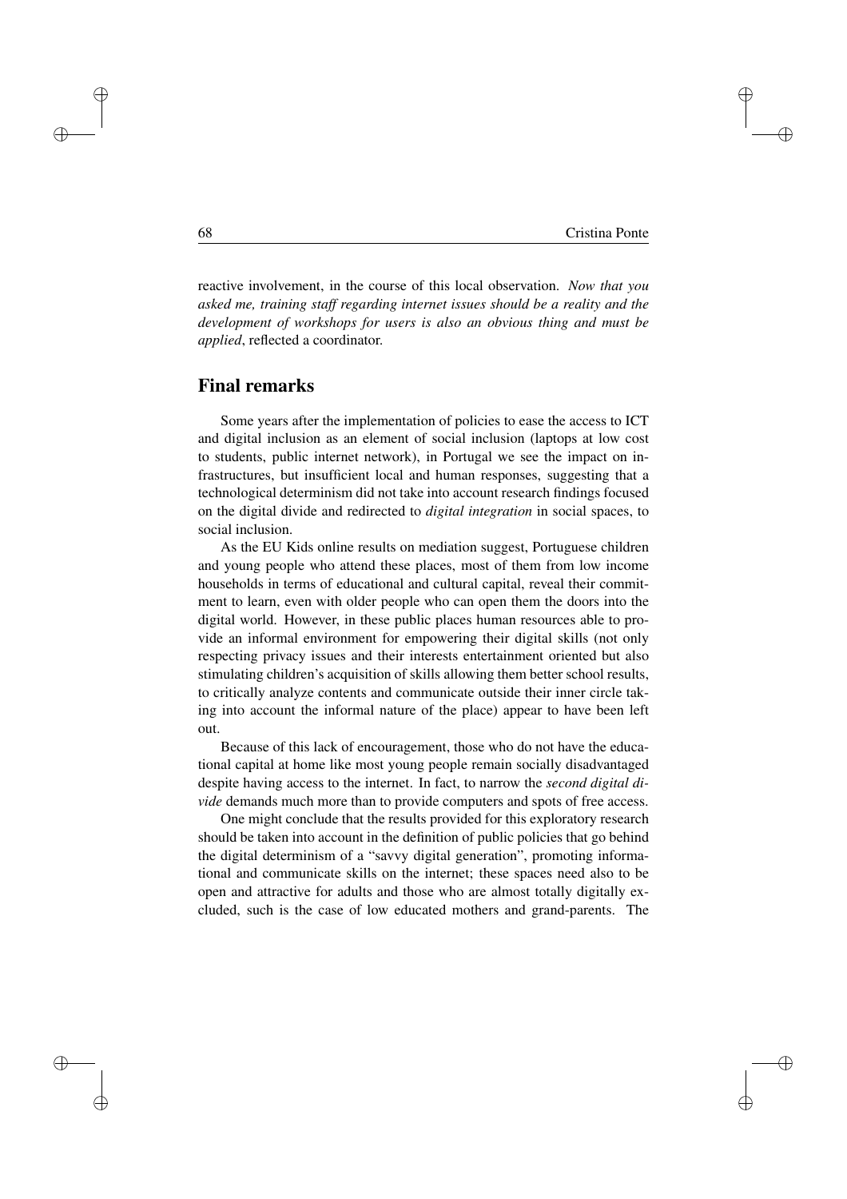reactive involvement, in the course of this local observation. *Now that you asked me, training staff regarding internet issues should be a reality and the development of workshops for users is also an obvious thing and must be applied*, reflected a coordinator.

## Final remarks

Some years after the implementation of policies to ease the access to ICT and digital inclusion as an element of social inclusion (laptops at low cost to students, public internet network), in Portugal we see the impact on infrastructures, but insufficient local and human responses, suggesting that a technological determinism did not take into account research findings focused on the digital divide and redirected to *digital integration* in social spaces, to social inclusion.

As the EU Kids online results on mediation suggest, Portuguese children and young people who attend these places, most of them from low income households in terms of educational and cultural capital, reveal their commitment to learn, even with older people who can open them the doors into the digital world. However, in these public places human resources able to provide an informal environment for empowering their digital skills (not only respecting privacy issues and their interests entertainment oriented but also stimulating children's acquisition of skills allowing them better school results, to critically analyze contents and communicate outside their inner circle taking into account the informal nature of the place) appear to have been left out.

Because of this lack of encouragement, those who do not have the educational capital at home like most young people remain socially disadvantaged despite having access to the internet. In fact, to narrow the *second digital divide* demands much more than to provide computers and spots of free access.

One might conclude that the results provided for this exploratory research should be taken into account in the definition of public policies that go behind the digital determinism of a "savvy digital generation", promoting informational and communicate skills on the internet; these spaces need also to be open and attractive for adults and those who are almost totally digitally excluded, such is the case of low educated mothers and grand-parents. The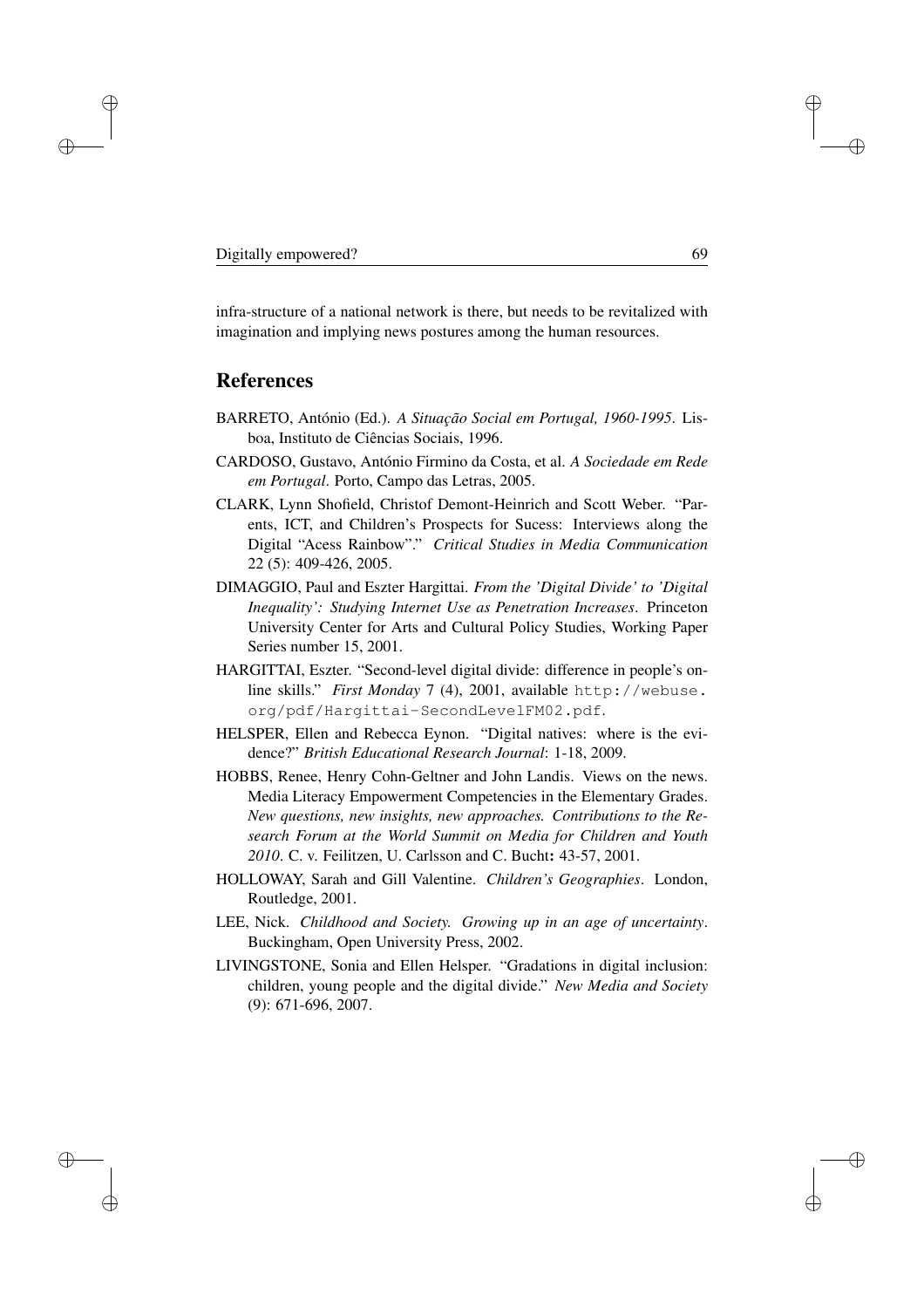infra-structure of a national network is there, but needs to be revitalized with imagination and implying news postures among the human resources.

## References

BARRETO, António (Ed.). *A Situação Social em Portugal, 1960-1995*. Lisboa, Instituto de Ciências Sociais, 1996.

CARDOSO, Gustavo, António Firmino da Costa, et al. *A Sociedade em Rede em Portugal*. Porto, Campo das Letras, 2005.

CLARK, Lynn Shofield, Christof Demont-Heinrich and Scott Weber. "Parents, ICT, and Children's Prospects for Sucess: Interviews along the Digital "Acess Rainbow"." *Critical Studies in Media Communication* 22 (5): 409-426, 2005.

DIMAGGIO, Paul and Eszter Hargittai. *From the 'Digital Divide' to 'Digital Inequality': Studying Internet Use as Penetration Increases*. Princeton University Center for Arts and Cultural Policy Studies, Working Paper Series number 15, 2001.

HARGITTAI, Eszter. "Second-level digital divide: difference in people's online skills." *First Monday* 7 (4), 2001, available `http://webuse.org/pdf/Hargittai-SecondLevelFM02.pdf`.

HELSPER, Ellen and Rebecca Eynon. "Digital natives: where is the evidence?" *British Educational Research Journal*: 1-18, 2009.

HOBBS, Renee, Henry Cohn-Geltner and John Landis. Views on the news. Media Literacy Empowerment Competencies in the Elementary Grades. *New questions, new insights, new approaches. Contributions to the Research Forum at the World Summit on Media for Children and Youth 2010*. C. v. Feilitzen, U. Carlsson and C. Bucht**:** 43-57, 2001.

HOLLOWAY, Sarah and Gill Valentine. *Children's Geographies*. London, Routledge, 2001.

LEE, Nick. *Childhood and Society. Growing up in an age of uncertainty*. Buckingham, Open University Press, 2002.

LIVINGSTONE, Sonia and Ellen Helsper. "Gradations in digital inclusion: children, young people and the digital divide." *New Media and Society* (9): 671-696, 2007.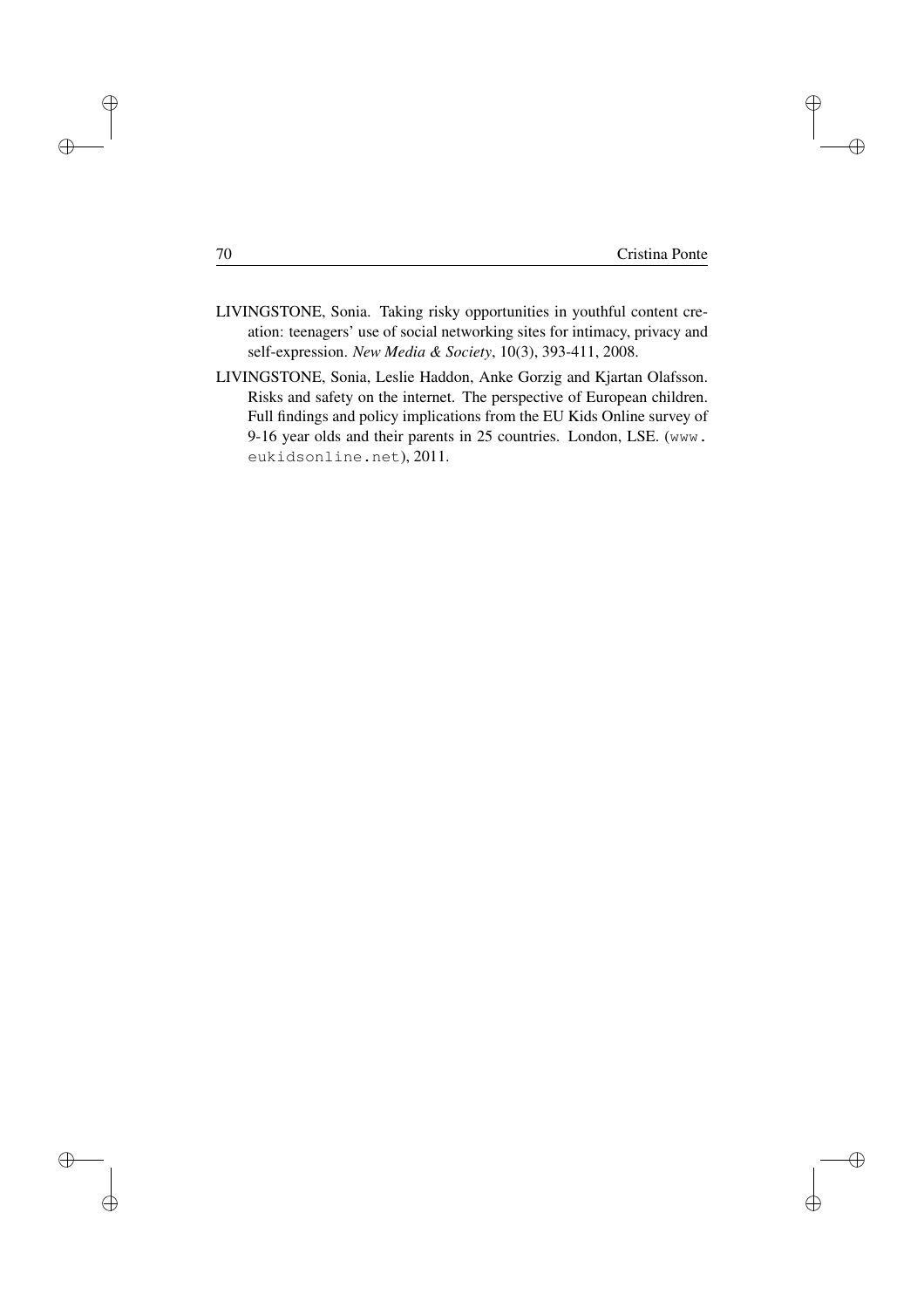LIVINGSTONE, Sonia. Taking risky opportunities in youthful content creation: teenagers' use of social networking sites for intimacy, privacy and self-expression. *New Media & Society*, 10(3), 393-411, 2008.

LIVINGSTONE, Sonia, Leslie Haddon, Anke Gorzig and Kjartan Olafsson. Risks and safety on the internet. The perspective of European children. Full findings and policy implications from the EU Kids Online survey of 9-16 year olds and their parents in 25 countries. London, LSE. (www.eukidsonline.net), 2011.